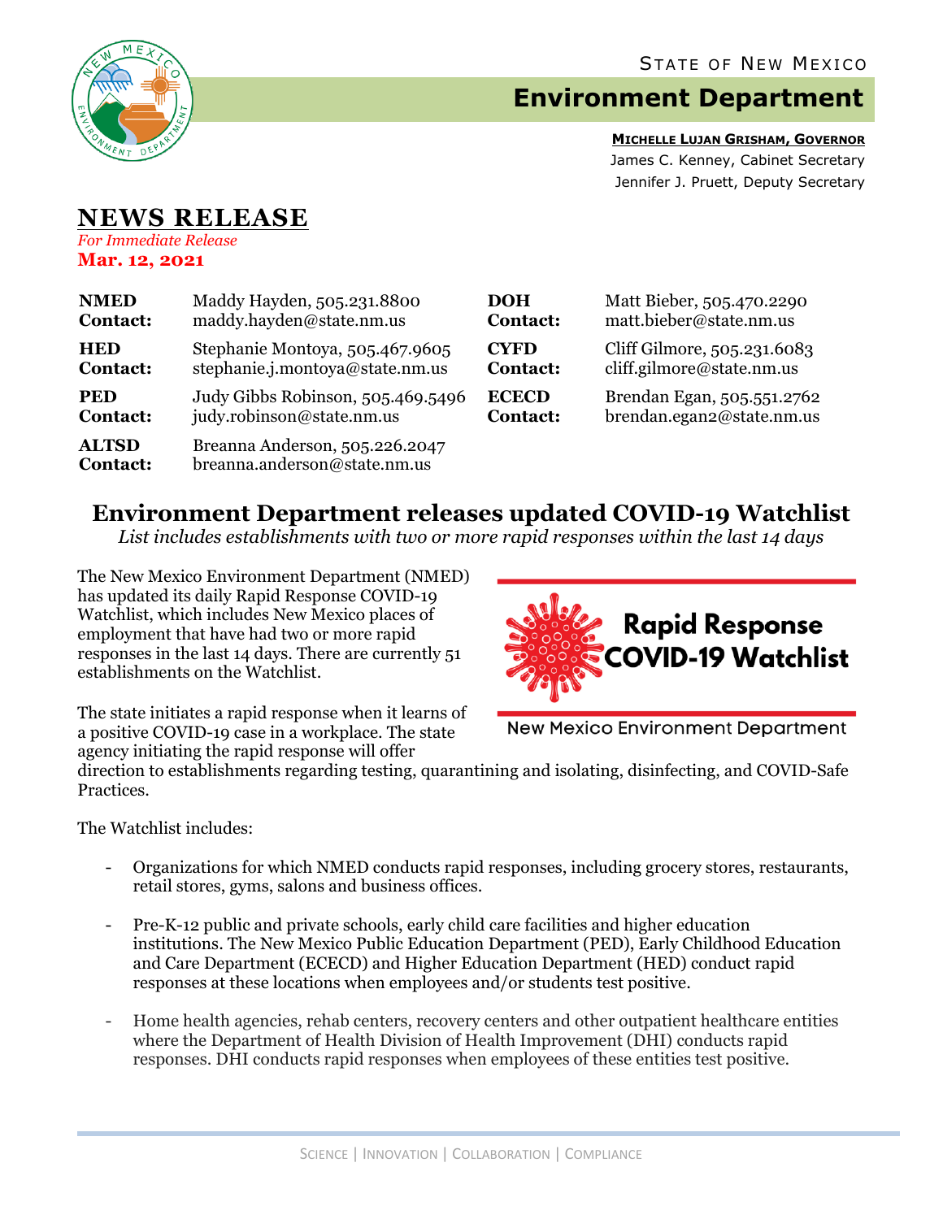STATE OF NEW MEXICO

# Environment Department

**MICHELLE LUJAN GRISHAM, GOVERNOR**
James C. Kenney, Cabinet Secretary
Jennifer J. Pruett, Deputy Secretary

## NEWS RELEASE

*For Immediate Release*
**Mar. 12, 2021**

| | | | |
|---|---|---|---|
| **NMED Contact:** | Maddy Hayden, 505.231.8800 maddy.hayden@state.nm.us | **DOH Contact:** | Matt Bieber, 505.470.2290 matt.bieber@state.nm.us |
| **HED Contact:** | Stephanie Montoya, 505.467.9605 stephanie.j.montoya@state.nm.us | **CYFD Contact:** | Cliff Gilmore, 505.231.6083 cliff.gilmore@state.nm.us |
| **PED Contact:** | Judy Gibbs Robinson, 505.469.5496 judy.robinson@state.nm.us | **ECECD Contact:** | Brendan Egan, 505.551.2762 brendan.egan2@state.nm.us |
| **ALTSD Contact:** | Breanna Anderson, 505.226.2047 breanna.anderson@state.nm.us | | |

## Environment Department releases updated COVID-19 Watchlist

*List includes establishments with two or more rapid responses within the last 14 days*

**Rapid Response COVID-19 Watchlist**

New Mexico Environment Department

The New Mexico Environment Department (NMED) has updated its daily Rapid Response COVID-19 Watchlist, which includes New Mexico places of employment that have had two or more rapid responses in the last 14 days. There are currently 51 establishments on the Watchlist.

The state initiates a rapid response when it learns of a positive COVID-19 case in a workplace. The state agency initiating the rapid response will offer direction to establishments regarding testing, quarantining and isolating, disinfecting, and COVID-Safe Practices.

The Watchlist includes:

- Organizations for which NMED conducts rapid responses, including grocery stores, restaurants, retail stores, gyms, salons and business offices.
- Pre-K-12 public and private schools, early child care facilities and higher education institutions. The New Mexico Public Education Department (PED), Early Childhood Education and Care Department (ECECD) and Higher Education Department (HED) conduct rapid responses at these locations when employees and/or students test positive.
- Home health agencies, rehab centers, recovery centers and other outpatient healthcare entities where the Department of Health Division of Health Improvement (DHI) conducts rapid responses. DHI conducts rapid responses when employees of these entities test positive.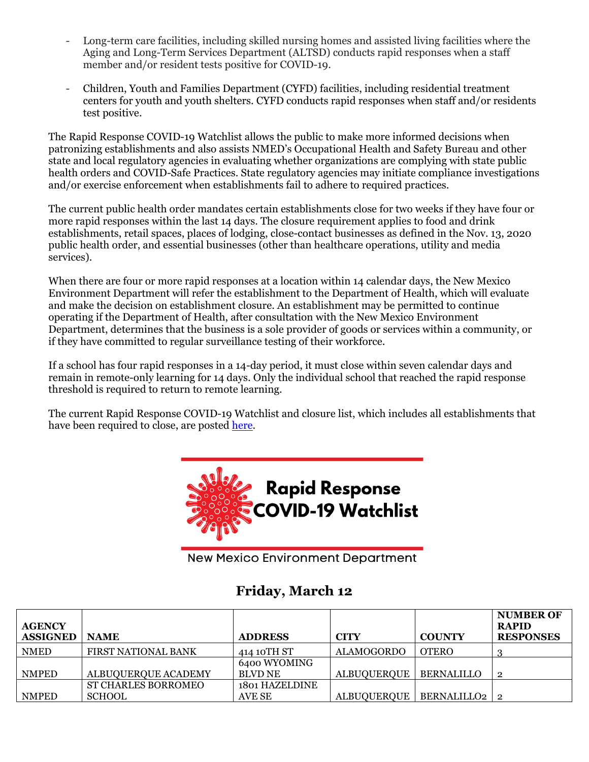- Long-term care facilities, including skilled nursing homes and assisted living facilities where the Aging and Long-Term Services Department (ALTSD) conducts rapid responses when a staff member and/or resident tests positive for COVID-19.

- Children, Youth and Families Department (CYFD) facilities, including residential treatment centers for youth and youth shelters. CYFD conducts rapid responses when staff and/or residents test positive.

The Rapid Response COVID-19 Watchlist allows the public to make more informed decisions when patronizing establishments and also assists NMED's Occupational Health and Safety Bureau and other state and local regulatory agencies in evaluating whether organizations are complying with state public health orders and COVID-Safe Practices. State regulatory agencies may initiate compliance investigations and/or exercise enforcement when establishments fail to adhere to required practices.

The current public health order mandates certain establishments close for two weeks if they have four or more rapid responses within the last 14 days. The closure requirement applies to food and drink establishments, retail spaces, places of lodging, close-contact businesses as defined in the Nov. 13, 2020 public health order, and essential businesses (other than healthcare operations, utility and media services).

When there are four or more rapid responses at a location within 14 calendar days, the New Mexico Environment Department will refer the establishment to the Department of Health, which will evaluate and make the decision on establishment closure. An establishment may be permitted to continue operating if the Department of Health, after consultation with the New Mexico Environment Department, determines that the business is a sole provider of goods or services within a community, or if they have committed to regular surveillance testing of their workforce.

If a school has four rapid responses in a 14-day period, it must close within seven calendar days and remain in remote-only learning for 14 days. Only the individual school that reached the rapid response threshold is required to return to remote learning.

The current Rapid Response COVID-19 Watchlist and closure list, which includes all establishments that have been required to close, are posted here.

**Rapid Response COVID-19 Watchlist**

New Mexico Environment Department

## Friday, March 12

| AGENCY ASSIGNED | NAME | ADDRESS | CITY | COUNTY | NUMBER OF RAPID RESPONSES |
|---|---|---|---|---|---|
| NMED | FIRST NATIONAL BANK | 414 10TH ST | ALAMOGORDO | OTERO | 3 |
| NMPED | ALBUQUERQUE ACADEMY | 6400 WYOMING BLVD NE | ALBUQUERQUE | BERNALILLO | 2 |
| NMPED | ST CHARLES BORROMEO SCHOOL | 1801 HAZELDINE AVE SE | ALBUQUERQUE | BERNALILLO2 | 2 |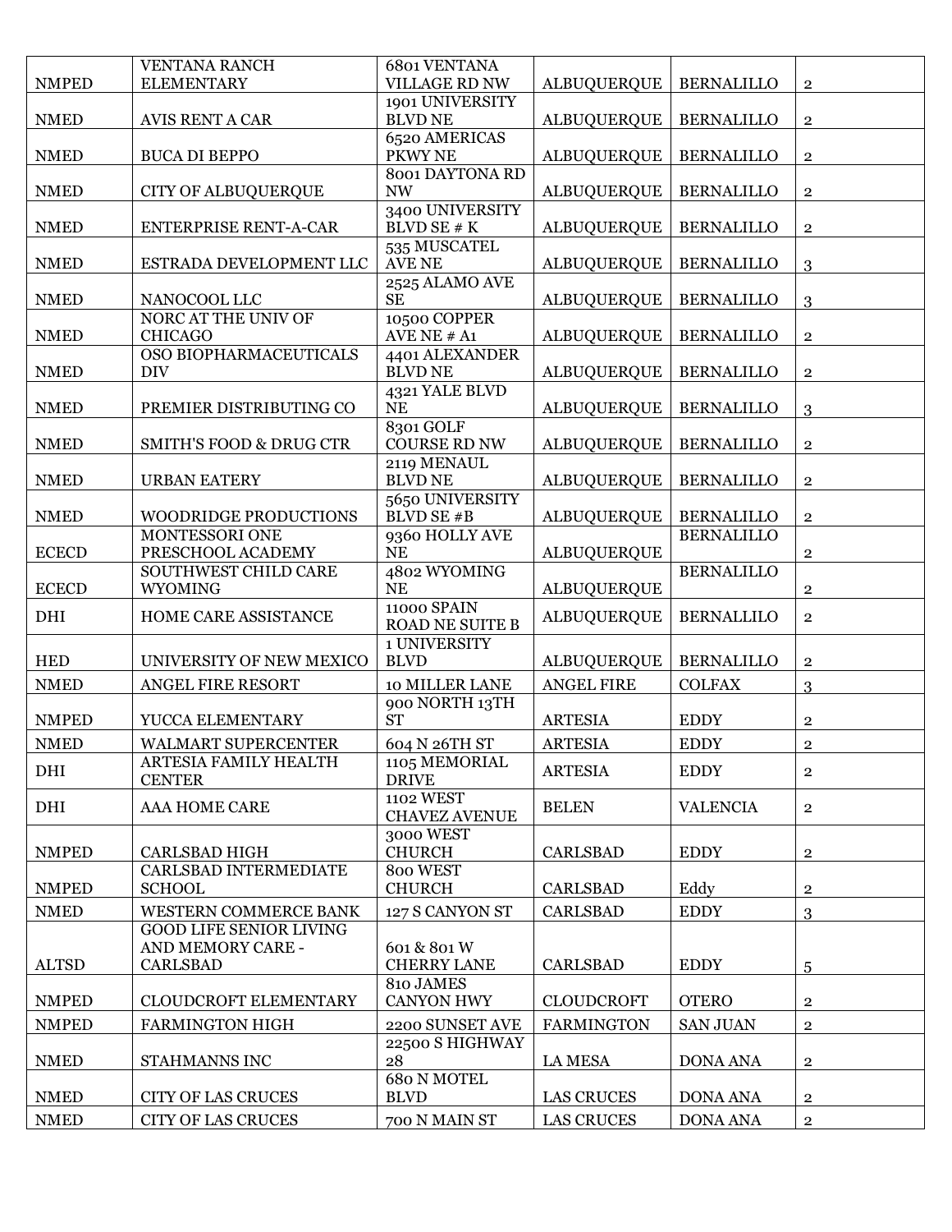| NMPED | VENTANA RANCH ELEMENTARY | 6801 VENTANA VILLAGE RD NW | ALBUQUERQUE | BERNALILLO | 2 |
|---|---|---|---|---|---|
| NMED | AVIS RENT A CAR | 1901 UNIVERSITY BLVD NE | ALBUQUERQUE | BERNALILLO | 2 |
| NMED | BUCA DI BEPPO | 6520 AMERICAS PKWY NE | ALBUQUERQUE | BERNALILLO | 2 |
| NMED | CITY OF ALBUQUERQUE | 8001 DAYTONA RD NW | ALBUQUERQUE | BERNALILLO | 2 |
| NMED | ENTERPRISE RENT-A-CAR | 3400 UNIVERSITY BLVD SE # K | ALBUQUERQUE | BERNALILLO | 2 |
| NMED | ESTRADA DEVELOPMENT LLC | 535 MUSCATEL AVE NE | ALBUQUERQUE | BERNALILLO | 3 |
| NMED | NANOCOOL LLC | 2525 ALAMO AVE SE | ALBUQUERQUE | BERNALILLO | 3 |
| NMED | NORC AT THE UNIV OF CHICAGO | 10500 COPPER AVE NE # A1 | ALBUQUERQUE | BERNALILLO | 2 |
| NMED | OSO BIOPHARMACEUTICALS DIV | 4401 ALEXANDER BLVD NE | ALBUQUERQUE | BERNALILLO | 2 |
| NMED | PREMIER DISTRIBUTING CO | 4321 YALE BLVD NE | ALBUQUERQUE | BERNALILLO | 3 |
| NMED | SMITH'S FOOD & DRUG CTR | 8301 GOLF COURSE RD NW | ALBUQUERQUE | BERNALILLO | 2 |
| NMED | URBAN EATERY | 2119 MENAUL BLVD NE | ALBUQUERQUE | BERNALILLO | 2 |
| NMED | WOODRIDGE PRODUCTIONS | 5650 UNIVERSITY BLVD SE #B | ALBUQUERQUE | BERNALILLO | 2 |
| ECECD | MONTESSORI ONE PRESCHOOL ACADEMY | 9360 HOLLY AVE NE | ALBUQUERQUE | BERNALILLO | 2 |
| ECECD | SOUTHWEST CHILD CARE WYOMING | 4802 WYOMING NE | ALBUQUERQUE | BERNALILLO | 2 |
| DHI | HOME CARE ASSISTANCE | 11000 SPAIN ROAD NE SUITE B | ALBUQUERQUE | BERNALLILO | 2 |
| HED | UNIVERSITY OF NEW MEXICO | 1 UNIVERSITY BLVD | ALBUQUERQUE | BERNALILLO | 2 |
| NMED | ANGEL FIRE RESORT | 10 MILLER LANE | ANGEL FIRE | COLFAX | 3 |
| NMPED | YUCCA ELEMENTARY | 900 NORTH 13TH ST | ARTESIA | EDDY | 2 |
| NMED | WALMART SUPERCENTER | 604 N 26TH ST | ARTESIA | EDDY | 2 |
| DHI | ARTESIA FAMILY HEALTH CENTER | 1105 MEMORIAL DRIVE | ARTESIA | EDDY | 2 |
| DHI | AAA HOME CARE | 1102 WEST CHAVEZ AVENUE | BELEN | VALENCIA | 2 |
| NMPED | CARLSBAD HIGH | 3000 WEST CHURCH | CARLSBAD | EDDY | 2 |
| NMPED | CARLSBAD INTERMEDIATE SCHOOL | 800 WEST CHURCH | CARLSBAD | Eddy | 2 |
| NMED | WESTERN COMMERCE BANK | 127 S CANYON ST | CARLSBAD | EDDY | 3 |
| ALTSD | GOOD LIFE SENIOR LIVING AND MEMORY CARE - CARLSBAD | 601 & 801 W CHERRY LANE | CARLSBAD | EDDY | 5 |
| NMPED | CLOUDCROFT ELEMENTARY | 810 JAMES CANYON HWY | CLOUDCROFT | OTERO | 2 |
| NMPED | FARMINGTON HIGH | 2200 SUNSET AVE | FARMINGTON | SAN JUAN | 2 |
| NMED | STAHMANNS INC | 22500 S HIGHWAY 28 | LA MESA | DONA ANA | 2 |
| NMED | CITY OF LAS CRUCES | 680 N MOTEL BLVD | LAS CRUCES | DONA ANA | 2 |
| NMED | CITY OF LAS CRUCES | 700 N MAIN ST | LAS CRUCES | DONA ANA | 2 |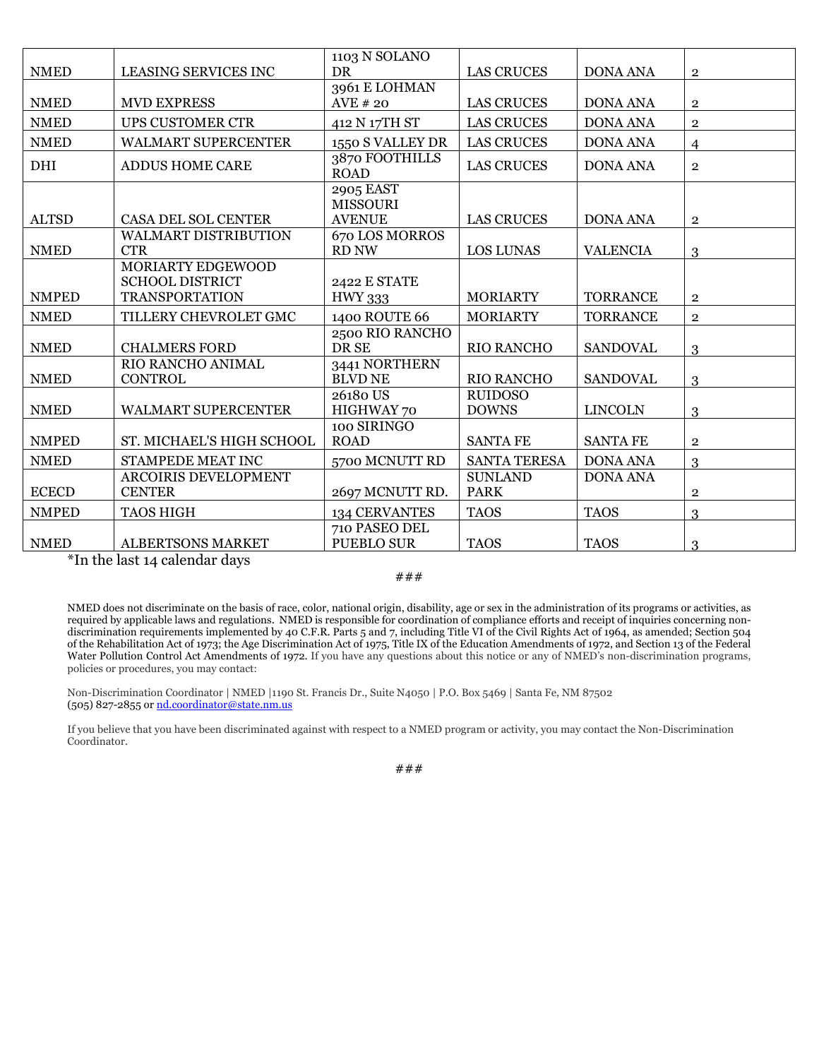| | | | | | |
|---|---|---|---|---|---|
| NMED | LEASING SERVICES INC | 1103 N SOLANO DR | LAS CRUCES | DONA ANA | 2 |
| NMED | MVD EXPRESS | 3961 E LOHMAN AVE # 20 | LAS CRUCES | DONA ANA | 2 |
| NMED | UPS CUSTOMER CTR | 412 N 17TH ST | LAS CRUCES | DONA ANA | 2 |
| NMED | WALMART SUPERCENTER | 1550 S VALLEY DR | LAS CRUCES | DONA ANA | 4 |
| DHI | ADDUS HOME CARE | 3870 FOOTHILLS ROAD | LAS CRUCES | DONA ANA | 2 |
| ALTSD | CASA DEL SOL CENTER | 2905 EAST MISSOURI AVENUE | LAS CRUCES | DONA ANA | 2 |
| NMED | WALMART DISTRIBUTION CTR | 670 LOS MORROS RD NW | LOS LUNAS | VALENCIA | 3 |
| NMPED | MORIARTY EDGEWOOD SCHOOL DISTRICT TRANSPORTATION | 2422 E STATE HWY 333 | MORIARTY | TORRANCE | 2 |
| NMED | TILLERY CHEVROLET GMC | 1400 ROUTE 66 | MORIARTY | TORRANCE | 2 |
| NMED | CHALMERS FORD | 2500 RIO RANCHO DR SE | RIO RANCHO | SANDOVAL | 3 |
| NMED | RIO RANCHO ANIMAL CONTROL | 3441 NORTHERN BLVD NE | RIO RANCHO | SANDOVAL | 3 |
| NMED | WALMART SUPERCENTER | 26180 US HIGHWAY 70 | RUIDOSO DOWNS | LINCOLN | 3 |
| NMPED | ST. MICHAEL'S HIGH SCHOOL | 100 SIRINGO ROAD | SANTA FE | SANTA FE | 2 |
| NMED | STAMPEDE MEAT INC | 5700 MCNUTT RD | SANTA TERESA | DONA ANA | 3 |
| ECECD | ARCOIRIS DEVELOPMENT CENTER | 2697 MCNUTT RD. | SUNLAND PARK | DONA ANA | 2 |
| NMPED | TAOS HIGH | 134 CERVANTES | TAOS | TAOS | 3 |
| NMED | ALBERTSONS MARKET | 710 PASEO DEL PUEBLO SUR | TAOS | TAOS | 3 |

*In the last 14 calendar days

###

NMED does not discriminate on the basis of race, color, national origin, disability, age or sex in the administration of its programs or activities, as required by applicable laws and regulations. NMED is responsible for coordination of compliance efforts and receipt of inquiries concerning non-discrimination requirements implemented by 40 C.F.R. Parts 5 and 7, including Title VI of the Civil Rights Act of 1964, as amended; Section 504 of the Rehabilitation Act of 1973; the Age Discrimination Act of 1975, Title IX of the Education Amendments of 1972, and Section 13 of the Federal Water Pollution Control Act Amendments of 1972. If you have any questions about this notice or any of NMED's non-discrimination programs, policies or procedures, you may contact:

Non-Discrimination Coordinator | NMED |1190 St. Francis Dr., Suite N4050 | P.O. Box 5469 | Santa Fe, NM 87502
(505) 827-2855 or nd.coordinator@state.nm.us

If you believe that you have been discriminated against with respect to a NMED program or activity, you may contact the Non-Discrimination Coordinator.

###